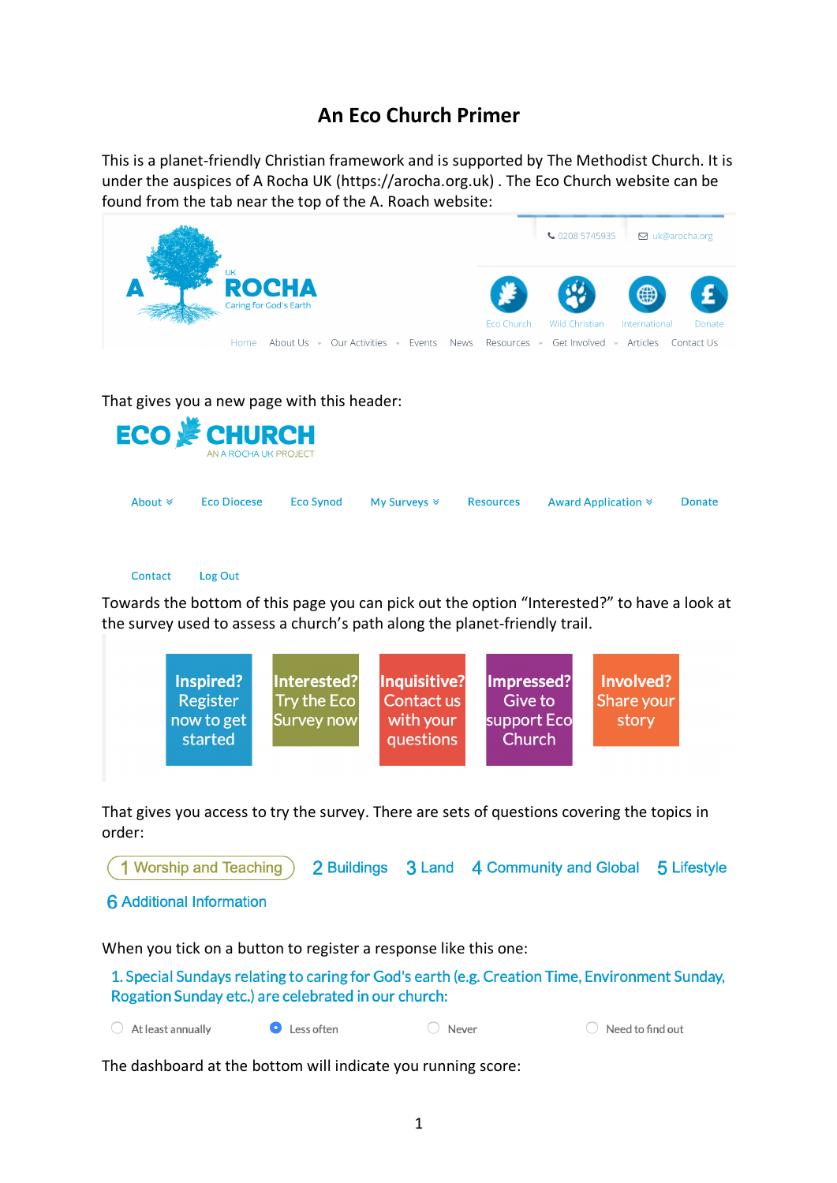# An Eco Church Primer

This is a planet-friendly Christian framework and is supported by The Methodist Church. It is under the auspices of A Rocha UK (https://arocha.org.uk) . The Eco Church website can be found from the tab near the top of the A. Roach website:

0208 5745935 uk@arocha.org

A UK ROCHA Caring for God's Earth

Eco Church Wild Christian International Donate

Home About Us Our Activities Events News Resources Get Involved Articles Contact Us

That gives you a new page with this header:

ECO CHURCH AN A ROCHA UK PROJECT

About Eco Diocese Eco Synod My Surveys Resources Award Application Donate

Contact Log Out

Towards the bottom of this page you can pick out the option "Interested?" to have a look at the survey used to assess a church's path along the planet-friendly trail.

**Inspired?** Register now to get started

**Interested?** Try the Eco Survey now

**Inquisitive?** Contact us with your questions

**Impressed?** Give to support Eco Church

**Involved?** Share your story

That gives you access to try the survey. There are sets of questions covering the topics in order:

1 Worship and Teaching 2 Buildings 3 Land 4 Community and Global 5 Lifestyle 6 Additional Information

When you tick on a button to register a response like this one:

1. Special Sundays relating to caring for God's earth (e.g. Creation Time, Environment Sunday, Rogation Sunday etc.) are celebrated in our church:

- At least annually
- Less often (selected)
- Never
- Need to find out

The dashboard at the bottom will indicate you running score: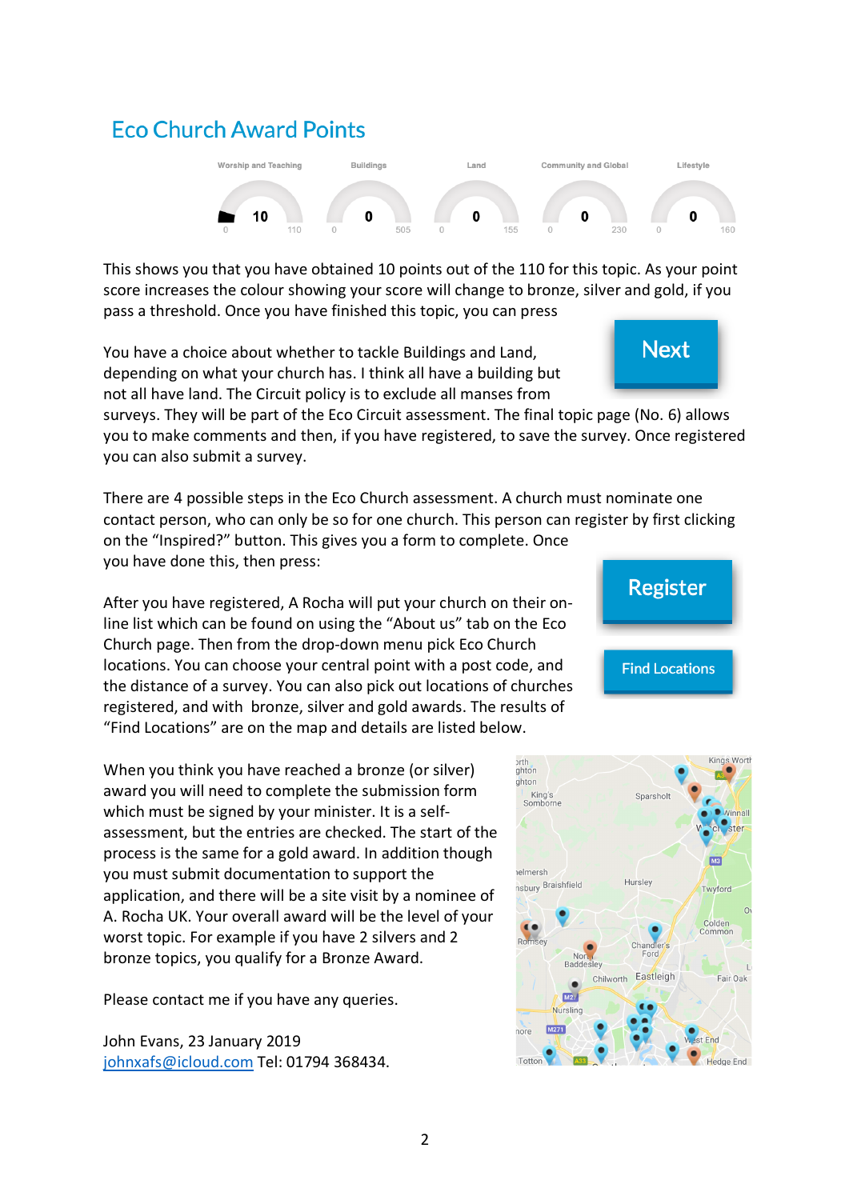## Eco Church Award Points

Worship and Teaching
10
0 110

Buildings
0
0 505

Land
0
0 155

Community and Global
0
0 230

Lifestyle
0
0 160

This shows you that you have obtained 10 points out of the 110 for this topic. As your point score increases the colour showing your score will change to bronze, silver and gold, if you pass a threshold. Once you have finished this topic, you can press

Next

You have a choice about whether to tackle Buildings and Land, depending on what your church has. I think all have a building but not all have land. The Circuit policy is to exclude all manses from surveys. They will be part of the Eco Circuit assessment. The final topic page (No. 6) allows you to make comments and then, if you have registered, to save the survey. Once registered you can also submit a survey.

There are 4 possible steps in the Eco Church assessment. A church must nominate one contact person, who can only be so for one church. This person can register by first clicking on the "Inspired?" button. This gives you a form to complete. Once you have done this, then press:

Register

After you have registered, A Rocha will put your church on their on-line list which can be found on using the "About us" tab on the Eco Church page. Then from the drop-down menu pick Eco Church locations. You can choose your central point with a post code, and the distance of a survey. You can also pick out locations of churches registered, and with bronze, silver and gold awards. The results of "Find Locations" are on the map and details are listed below.

Find Locations

When you think you have reached a bronze (or silver) award you will need to complete the submission form which must be signed by your minister. It is a self-assessment, but the entries are checked. The start of the process is the same for a gold award. In addition though you must submit documentation to support the application, and there will be a site visit by a nominee of A. Rocha UK. Your overall award will be the level of your worst topic. For example if you have 2 silvers and 2 bronze topics, you qualify for a Bronze Award.

Please contact me if you have any queries.

John Evans, 23 January 2019
[johnxafs@icloud.com](mailto:johnxafs@icloud.com) Tel: 01794 368434.